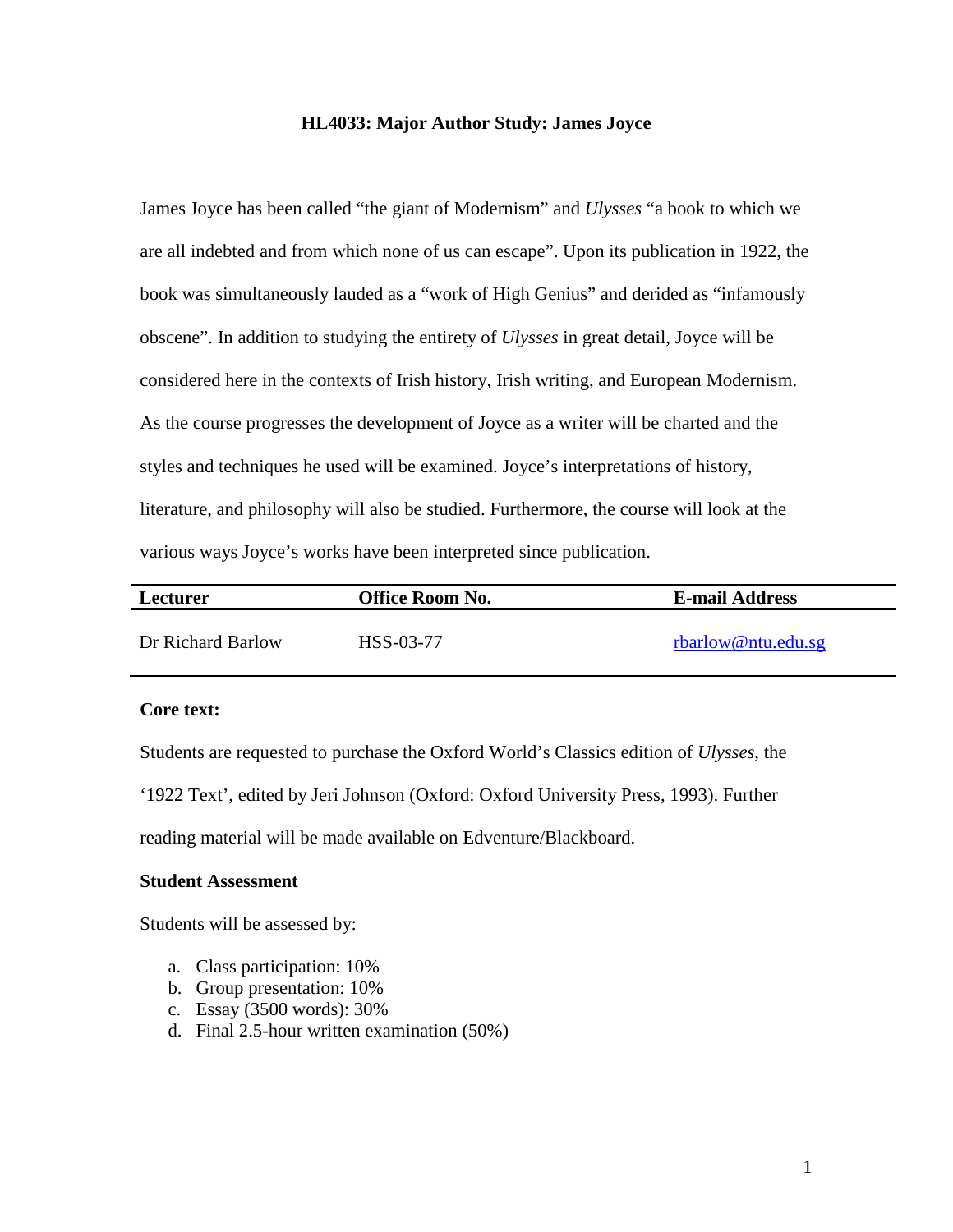# HL4033: Major Author Study: James Joyce

James Joyce has been called "the giant of Modernism" and *Ulysses* "a book to which we are all indebted and from which none of us can escape". Upon its publication in 1922, the book was simultaneously lauded as a "work of High Genius" and derided as "infamously obscene". In addition to studying the entirety of *Ulysses* in great detail, Joyce will be considered here in the contexts of Irish history, Irish writing, and European Modernism. As the course progresses the development of Joyce as a writer will be charted and the styles and techniques he used will be examined. Joyce's interpretations of history, literature, and philosophy will also be studied. Furthermore, the course will look at the various ways Joyce's works have been interpreted since publication.

| Lecturer | Office Room No. | E-mail Address |
| --- | --- | --- |
| Dr Richard Barlow | HSS-03-77 | rbarlow@ntu.edu.sg |

**Core text:**

Students are requested to purchase the Oxford World's Classics edition of *Ulysses*, the '1922 Text', edited by Jeri Johnson (Oxford: Oxford University Press, 1993). Further reading material will be made available on Edventure/Blackboard.

**Student Assessment**

Students will be assessed by:

a. Class participation: 10%
b. Group presentation: 10%
c. Essay (3500 words): 30%
d. Final 2.5-hour written examination (50%)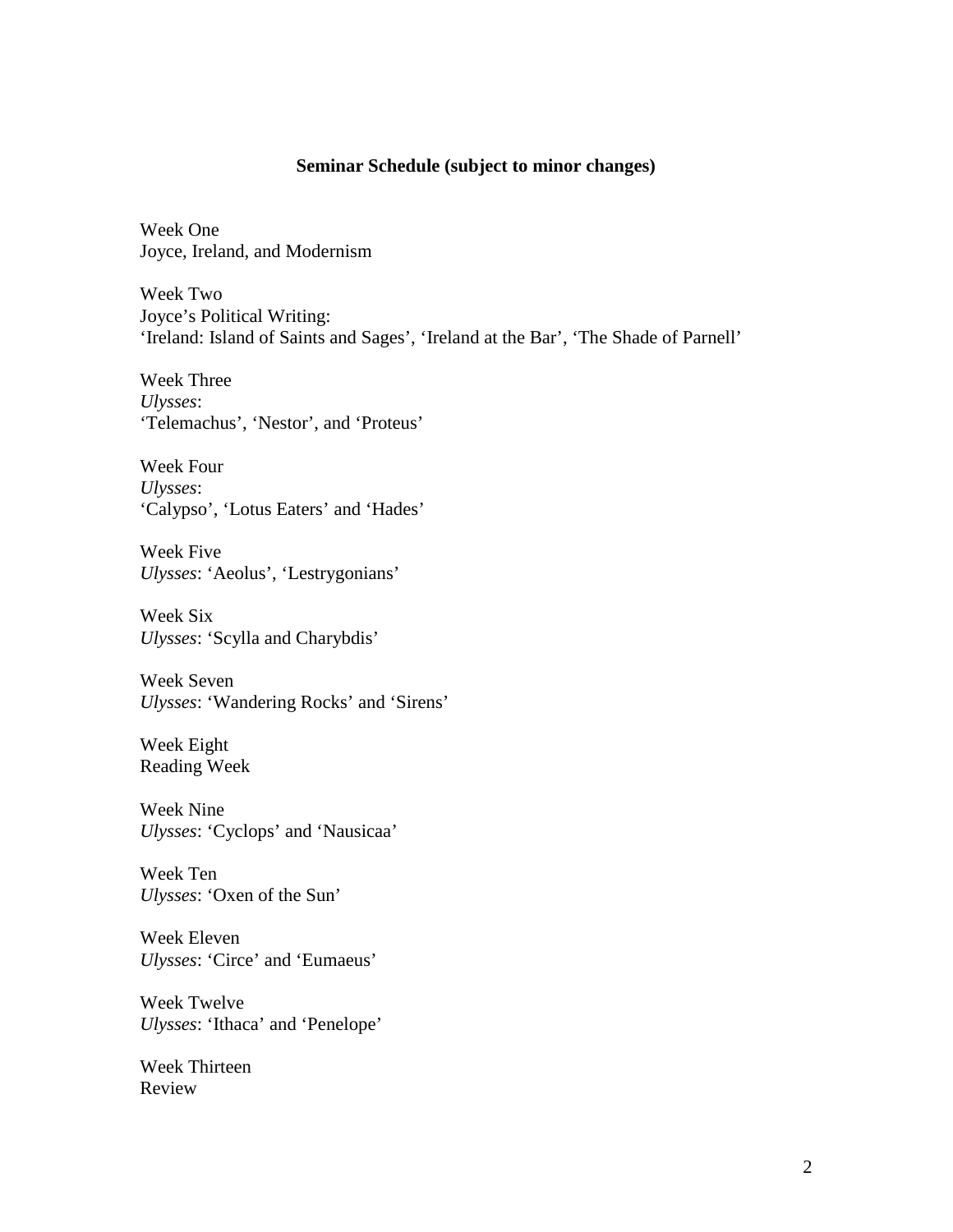**Seminar Schedule (subject to minor changes)**

Week One
Joyce, Ireland, and Modernism

Week Two
Joyce's Political Writing:
'Ireland: Island of Saints and Sages', 'Ireland at the Bar', 'The Shade of Parnell'

Week Three
*Ulysses*:
'Telemachus', 'Nestor', and 'Proteus'

Week Four
*Ulysses*:
'Calypso', 'Lotus Eaters' and 'Hades'

Week Five
*Ulysses*: 'Aeolus', 'Lestrygonians'

Week Six
*Ulysses*: 'Scylla and Charybdis'

Week Seven
*Ulysses*: 'Wandering Rocks' and 'Sirens'

Week Eight
Reading Week

Week Nine
*Ulysses*: 'Cyclops' and 'Nausicaa'

Week Ten
*Ulysses*: 'Oxen of the Sun'

Week Eleven
*Ulysses*: 'Circe' and 'Eumaeus'

Week Twelve
*Ulysses*: 'Ithaca' and 'Penelope'

Week Thirteen
Review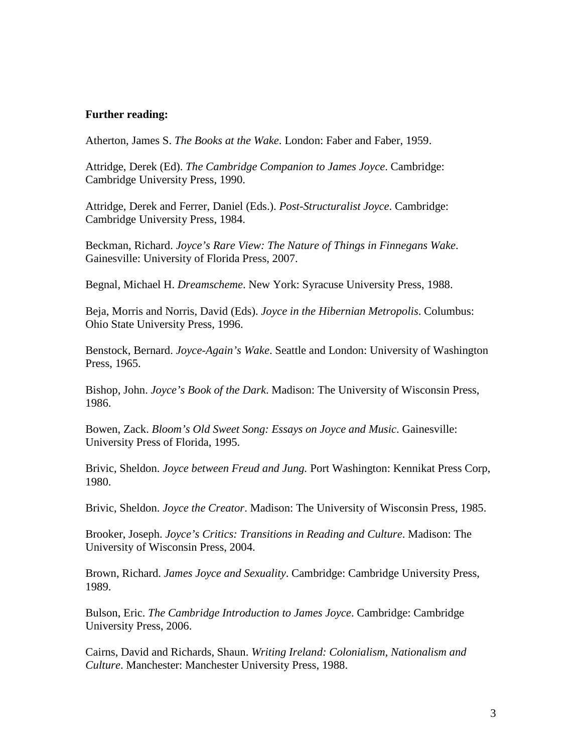**Further reading:**

Atherton, James S. *The Books at the Wake*. London: Faber and Faber, 1959.

Attridge, Derek (Ed). *The Cambridge Companion to James Joyce*. Cambridge: Cambridge University Press, 1990.

Attridge, Derek and Ferrer, Daniel (Eds.). *Post-Structuralist Joyce*. Cambridge: Cambridge University Press, 1984.

Beckman, Richard. *Joyce's Rare View: The Nature of Things in Finnegans Wake*. Gainesville: University of Florida Press, 2007.

Begnal, Michael H. *Dreamscheme*. New York: Syracuse University Press, 1988.

Beja, Morris and Norris, David (Eds). *Joyce in the Hibernian Metropolis*. Columbus: Ohio State University Press, 1996.

Benstock, Bernard. *Joyce-Again's Wake*. Seattle and London: University of Washington Press, 1965.

Bishop, John. *Joyce's Book of the Dark*. Madison: The University of Wisconsin Press, 1986.

Bowen, Zack. *Bloom's Old Sweet Song: Essays on Joyce and Music*. Gainesville: University Press of Florida, 1995.

Brivic, Sheldon. *Joyce between Freud and Jung.* Port Washington: Kennikat Press Corp, 1980.

Brivic, Sheldon. *Joyce the Creator*. Madison: The University of Wisconsin Press, 1985.

Brooker, Joseph. *Joyce's Critics: Transitions in Reading and Culture*. Madison: The University of Wisconsin Press, 2004.

Brown, Richard. *James Joyce and Sexuality*. Cambridge: Cambridge University Press, 1989.

Bulson, Eric. *The Cambridge Introduction to James Joyce*. Cambridge: Cambridge University Press, 2006.

Cairns, David and Richards, Shaun. *Writing Ireland: Colonialism, Nationalism and Culture*. Manchester: Manchester University Press, 1988.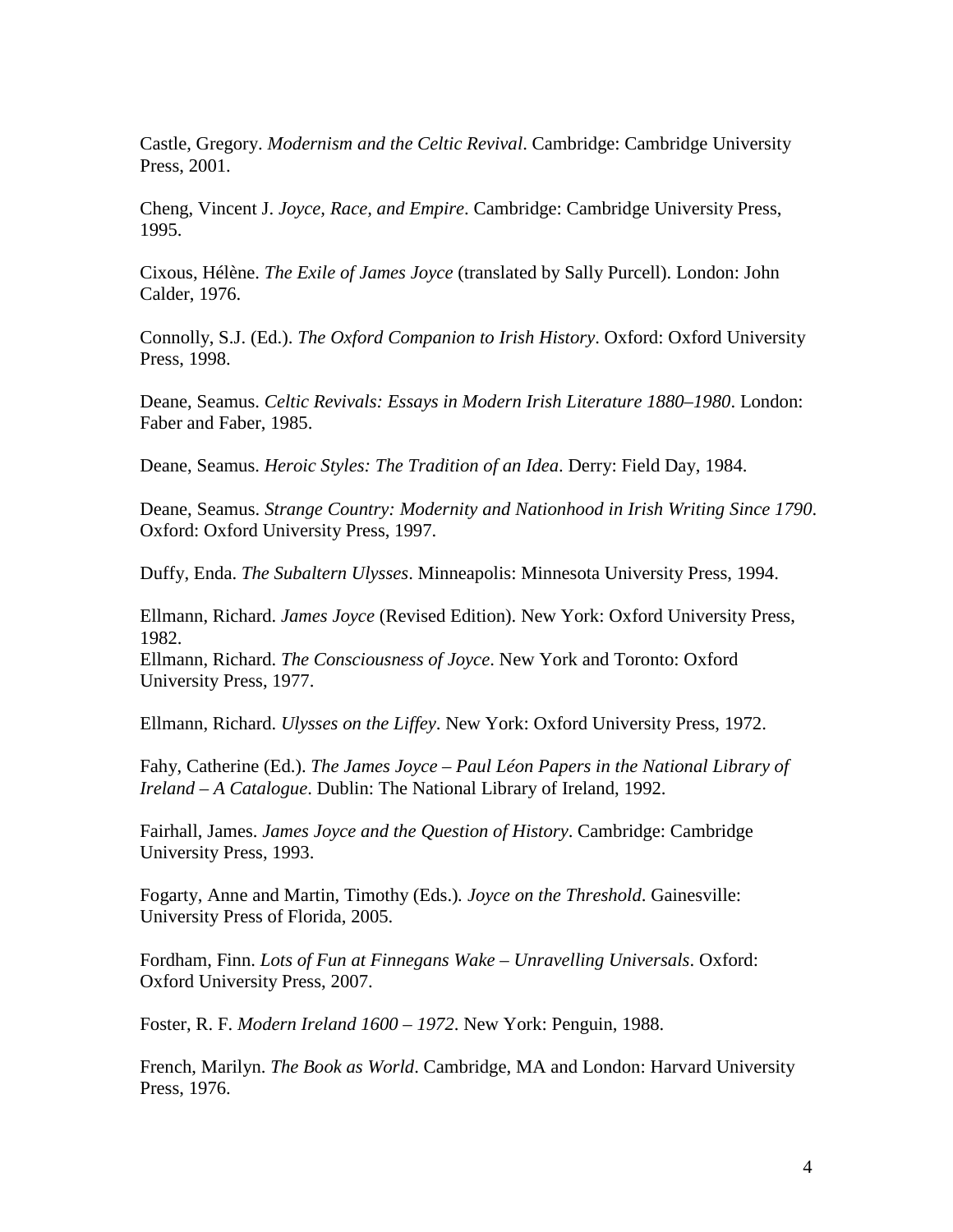Castle, Gregory. *Modernism and the Celtic Revival*. Cambridge: Cambridge University Press, 2001.

Cheng, Vincent J. *Joyce, Race, and Empire*. Cambridge: Cambridge University Press, 1995.

Cixous, Hélène. *The Exile of James Joyce* (translated by Sally Purcell). London: John Calder, 1976.

Connolly, S.J. (Ed.). *The Oxford Companion to Irish History*. Oxford: Oxford University Press, 1998.

Deane, Seamus. *Celtic Revivals: Essays in Modern Irish Literature 1880–1980*. London: Faber and Faber, 1985.

Deane, Seamus. *Heroic Styles: The Tradition of an Idea*. Derry: Field Day, 1984.

Deane, Seamus. *Strange Country: Modernity and Nationhood in Irish Writing Since 1790*. Oxford: Oxford University Press, 1997.

Duffy, Enda. *The Subaltern Ulysses*. Minneapolis: Minnesota University Press, 1994.

Ellmann, Richard. *James Joyce* (Revised Edition). New York: Oxford University Press, 1982.

Ellmann, Richard. *The Consciousness of Joyce*. New York and Toronto: Oxford University Press, 1977.

Ellmann, Richard. *Ulysses on the Liffey*. New York: Oxford University Press, 1972.

Fahy, Catherine (Ed.). *The James Joyce – Paul Léon Papers in the National Library of Ireland – A Catalogue*. Dublin: The National Library of Ireland, 1992.

Fairhall, James. *James Joyce and the Question of History*. Cambridge: Cambridge University Press, 1993.

Fogarty, Anne and Martin, Timothy (Eds.). *Joyce on the Threshold*. Gainesville: University Press of Florida, 2005.

Fordham, Finn. *Lots of Fun at Finnegans Wake – Unravelling Universals*. Oxford: Oxford University Press, 2007.

Foster, R. F. *Modern Ireland 1600 – 1972*. New York: Penguin, 1988.

French, Marilyn. *The Book as World*. Cambridge, MA and London: Harvard University Press, 1976.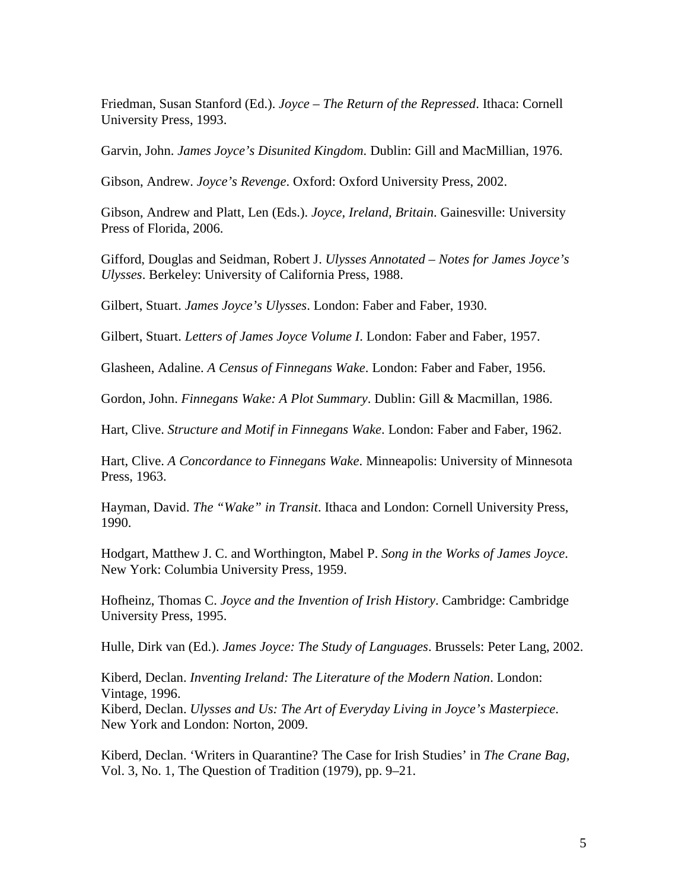Friedman, Susan Stanford (Ed.). *Joyce – The Return of the Repressed*. Ithaca: Cornell University Press, 1993.

Garvin, John. *James Joyce's Disunited Kingdom*. Dublin: Gill and MacMillian, 1976.

Gibson, Andrew. *Joyce's Revenge*. Oxford: Oxford University Press, 2002.

Gibson, Andrew and Platt, Len (Eds.). *Joyce, Ireland, Britain*. Gainesville: University Press of Florida, 2006.

Gifford, Douglas and Seidman, Robert J. *Ulysses Annotated – Notes for James Joyce's Ulysses*. Berkeley: University of California Press, 1988.

Gilbert, Stuart. *James Joyce's Ulysses*. London: Faber and Faber, 1930.

Gilbert, Stuart. *Letters of James Joyce Volume I*. London: Faber and Faber, 1957.

Glasheen, Adaline. *A Census of Finnegans Wake*. London: Faber and Faber, 1956.

Gordon, John. *Finnegans Wake: A Plot Summary*. Dublin: Gill & Macmillan, 1986.

Hart, Clive. *Structure and Motif in Finnegans Wake*. London: Faber and Faber, 1962.

Hart, Clive. *A Concordance to Finnegans Wake*. Minneapolis: University of Minnesota Press, 1963.

Hayman, David. *The "Wake" in Transit*. Ithaca and London: Cornell University Press, 1990.

Hodgart, Matthew J. C. and Worthington, Mabel P. *Song in the Works of James Joyce*. New York: Columbia University Press, 1959.

Hofheinz, Thomas C. *Joyce and the Invention of Irish History*. Cambridge: Cambridge University Press, 1995.

Hulle, Dirk van (Ed.). *James Joyce: The Study of Languages*. Brussels: Peter Lang, 2002.

Kiberd, Declan. *Inventing Ireland: The Literature of the Modern Nation*. London: Vintage, 1996.
Kiberd, Declan. *Ulysses and Us: The Art of Everyday Living in Joyce's Masterpiece*. New York and London: Norton, 2009.

Kiberd, Declan. 'Writers in Quarantine? The Case for Irish Studies' in *The Crane Bag*, Vol. 3, No. 1, The Question of Tradition (1979), pp. 9–21.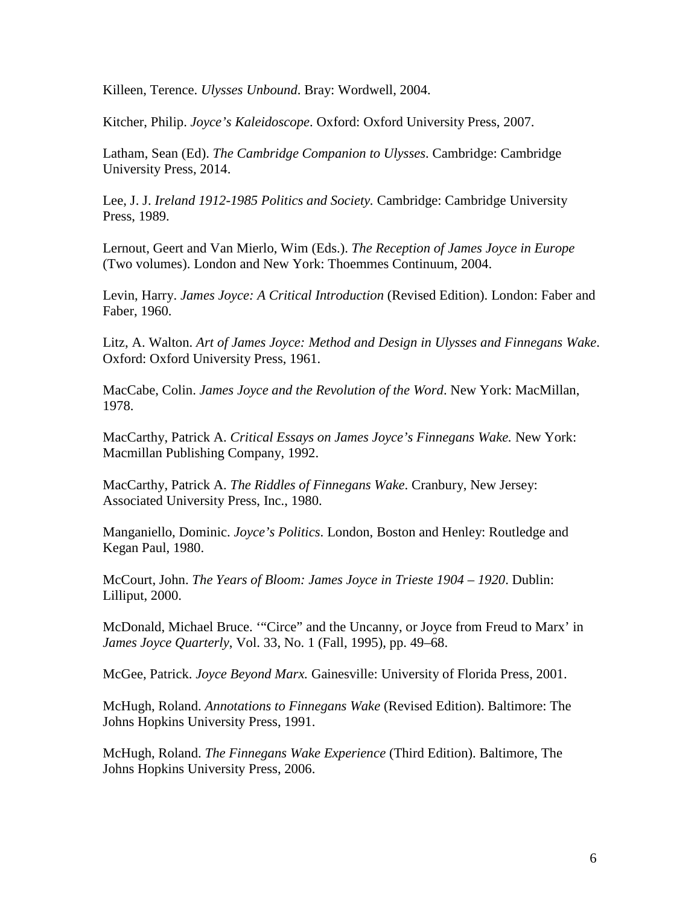Killeen, Terence. *Ulysses Unbound*. Bray: Wordwell, 2004.

Kitcher, Philip. *Joyce's Kaleidoscope*. Oxford: Oxford University Press, 2007.

Latham, Sean (Ed). *The Cambridge Companion to Ulysses*. Cambridge: Cambridge University Press, 2014.

Lee, J. J. *Ireland 1912-1985 Politics and Society.* Cambridge: Cambridge University Press, 1989.

Lernout, Geert and Van Mierlo, Wim (Eds.). *The Reception of James Joyce in Europe* (Two volumes). London and New York: Thoemmes Continuum, 2004.

Levin, Harry. *James Joyce: A Critical Introduction* (Revised Edition). London: Faber and Faber, 1960.

Litz, A. Walton. *Art of James Joyce: Method and Design in Ulysses and Finnegans Wake*. Oxford: Oxford University Press, 1961.

MacCabe, Colin. *James Joyce and the Revolution of the Word*. New York: MacMillan, 1978.

MacCarthy, Patrick A. *Critical Essays on James Joyce's Finnegans Wake.* New York: Macmillan Publishing Company, 1992.

MacCarthy, Patrick A. *The Riddles of Finnegans Wake*. Cranbury, New Jersey: Associated University Press, Inc., 1980.

Manganiello, Dominic. *Joyce's Politics*. London, Boston and Henley: Routledge and Kegan Paul, 1980.

McCourt, John. *The Years of Bloom: James Joyce in Trieste 1904 – 1920*. Dublin: Lilliput, 2000.

McDonald, Michael Bruce. '"Circe" and the Uncanny, or Joyce from Freud to Marx' in *James Joyce Quarterly*, Vol. 33, No. 1 (Fall, 1995), pp. 49–68.

McGee, Patrick. *Joyce Beyond Marx.* Gainesville: University of Florida Press, 2001.

McHugh, Roland. *Annotations to Finnegans Wake* (Revised Edition). Baltimore: The Johns Hopkins University Press, 1991.

McHugh, Roland. *The Finnegans Wake Experience* (Third Edition). Baltimore, The Johns Hopkins University Press, 2006.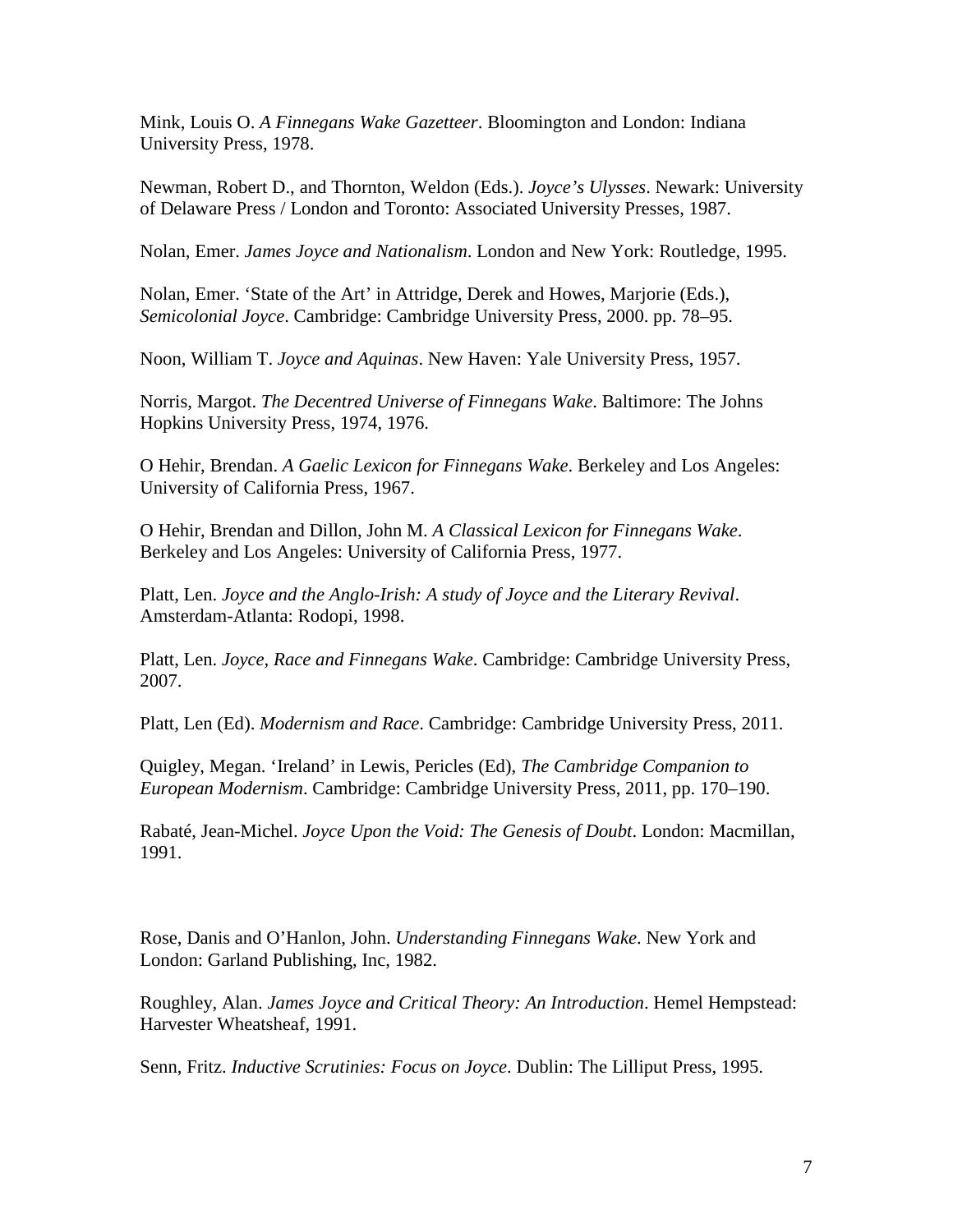Mink, Louis O. *A Finnegans Wake Gazetteer*. Bloomington and London: Indiana University Press, 1978.

Newman, Robert D., and Thornton, Weldon (Eds.). *Joyce's Ulysses*. Newark: University of Delaware Press / London and Toronto: Associated University Presses, 1987.

Nolan, Emer. *James Joyce and Nationalism*. London and New York: Routledge, 1995.

Nolan, Emer. 'State of the Art' in Attridge, Derek and Howes, Marjorie (Eds.), *Semicolonial Joyce*. Cambridge: Cambridge University Press, 2000. pp. 78–95.

Noon, William T. *Joyce and Aquinas*. New Haven: Yale University Press, 1957.

Norris, Margot. *The Decentred Universe of Finnegans Wake*. Baltimore: The Johns Hopkins University Press, 1974, 1976.

O Hehir, Brendan. *A Gaelic Lexicon for Finnegans Wake*. Berkeley and Los Angeles: University of California Press, 1967.

O Hehir, Brendan and Dillon, John M. *A Classical Lexicon for Finnegans Wake*. Berkeley and Los Angeles: University of California Press, 1977.

Platt, Len. *Joyce and the Anglo-Irish: A study of Joyce and the Literary Revival*. Amsterdam-Atlanta: Rodopi, 1998.

Platt, Len. *Joyce, Race and Finnegans Wake*. Cambridge: Cambridge University Press, 2007.

Platt, Len (Ed). *Modernism and Race*. Cambridge: Cambridge University Press, 2011.

Quigley, Megan. 'Ireland' in Lewis, Pericles (Ed), *The Cambridge Companion to European Modernism*. Cambridge: Cambridge University Press, 2011, pp. 170–190.

Rabaté, Jean-Michel. *Joyce Upon the Void: The Genesis of Doubt*. London: Macmillan, 1991.

Rose, Danis and O'Hanlon, John. *Understanding Finnegans Wake*. New York and London: Garland Publishing, Inc, 1982.

Roughley, Alan. *James Joyce and Critical Theory: An Introduction*. Hemel Hempstead: Harvester Wheatsheaf, 1991.

Senn, Fritz. *Inductive Scrutinies: Focus on Joyce*. Dublin: The Lilliput Press, 1995.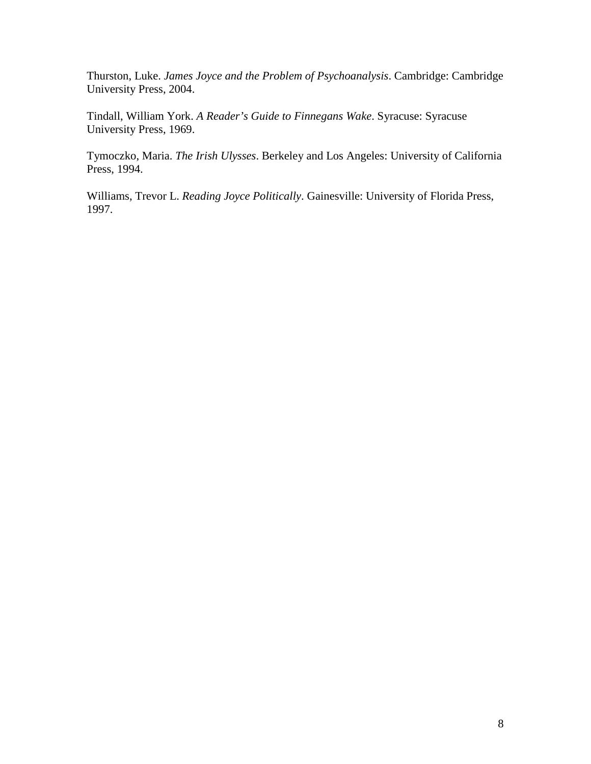Thurston, Luke. *James Joyce and the Problem of Psychoanalysis*. Cambridge: Cambridge University Press, 2004.

Tindall, William York. *A Reader's Guide to Finnegans Wake*. Syracuse: Syracuse University Press, 1969.

Tymoczko, Maria. *The Irish Ulysses*. Berkeley and Los Angeles: University of California Press, 1994.

Williams, Trevor L. *Reading Joyce Politically*. Gainesville: University of Florida Press, 1997.